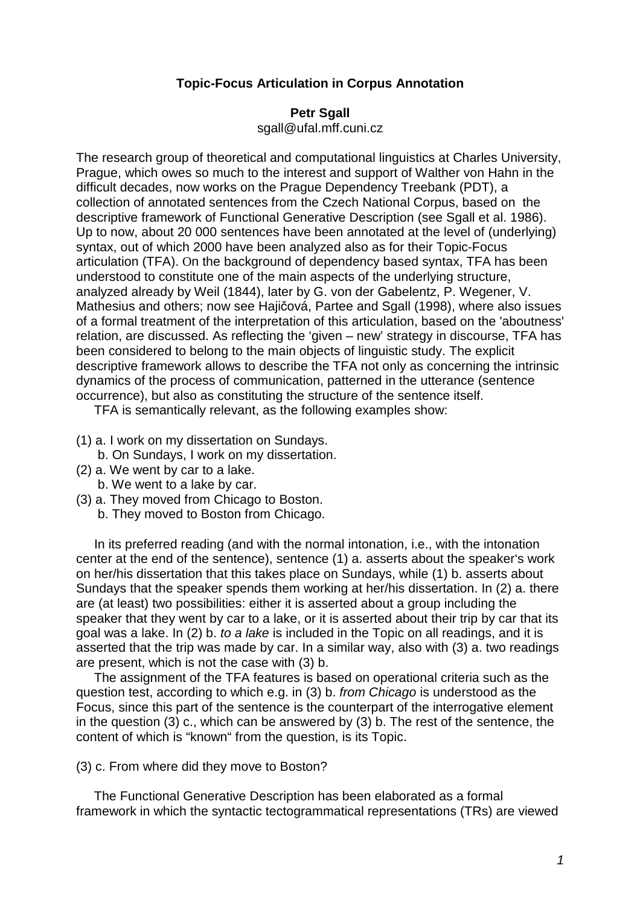# Topic-Focus Articulation in Corpus Annotation

**Petr Sgall**

sgall@ufal.mff.cuni.cz

The research group of theoretical and computational linguistics at Charles University, Prague, which owes so much to the interest and support of Walther von Hahn in the difficult decades, now works on the Prague Dependency Treebank (PDT), a collection of annotated sentences from the Czech National Corpus, based on the descriptive framework of Functional Generative Description (see Sgall et al. 1986). Up to now, about 20 000 sentences have been annotated at the level of (underlying) syntax, out of which 2000 have been analyzed also as for their Topic-Focus articulation (TFA). On the background of dependency based syntax, TFA has been understood to constitute one of the main aspects of the underlying structure, analyzed already by Weil (1844), later by G. von der Gabelentz, P. Wegener, V. Mathesius and others; now see Hajičová, Partee and Sgall (1998), where also issues of a formal treatment of the interpretation of this articulation, based on the 'aboutness' relation, are discussed. As reflecting the 'given – new' strategy in discourse, TFA has been considered to belong to the main objects of linguistic study. The explicit descriptive framework allows to describe the TFA not only as concerning the intrinsic dynamics of the process of communication, patterned in the utterance (sentence occurrence), but also as constituting the structure of the sentence itself.

TFA is semantically relevant, as the following examples show:

(1) a. I work on my dissertation on Sundays.
 b. On Sundays, I work on my dissertation.
(2) a. We went by car to a lake.
 b. We went to a lake by car.
(3) a. They moved from Chicago to Boston.
 b. They moved to Boston from Chicago.

In its preferred reading (and with the normal intonation, i.e., with the intonation center at the end of the sentence), sentence (1) a. asserts about the speaker's work on her/his dissertation that this takes place on Sundays, while (1) b. asserts about Sundays that the speaker spends them working at her/his dissertation. In (2) a. there are (at least) two possibilities: either it is asserted about a group including the speaker that they went by car to a lake, or it is asserted about their trip by car that its goal was a lake. In (2) b. *to a lake* is included in the Topic on all readings, and it is asserted that the trip was made by car. In a similar way, also with (3) a. two readings are present, which is not the case with (3) b.

The assignment of the TFA features is based on operational criteria such as the question test, according to which e.g. in (3) b. *from Chicago* is understood as the Focus, since this part of the sentence is the counterpart of the interrogative element in the question (3) c., which can be answered by (3) b. The rest of the sentence, the content of which is "known" from the question, is its Topic.

(3) c. From where did they move to Boston?

The Functional Generative Description has been elaborated as a formal framework in which the syntactic tectogrammatical representations (TRs) are viewed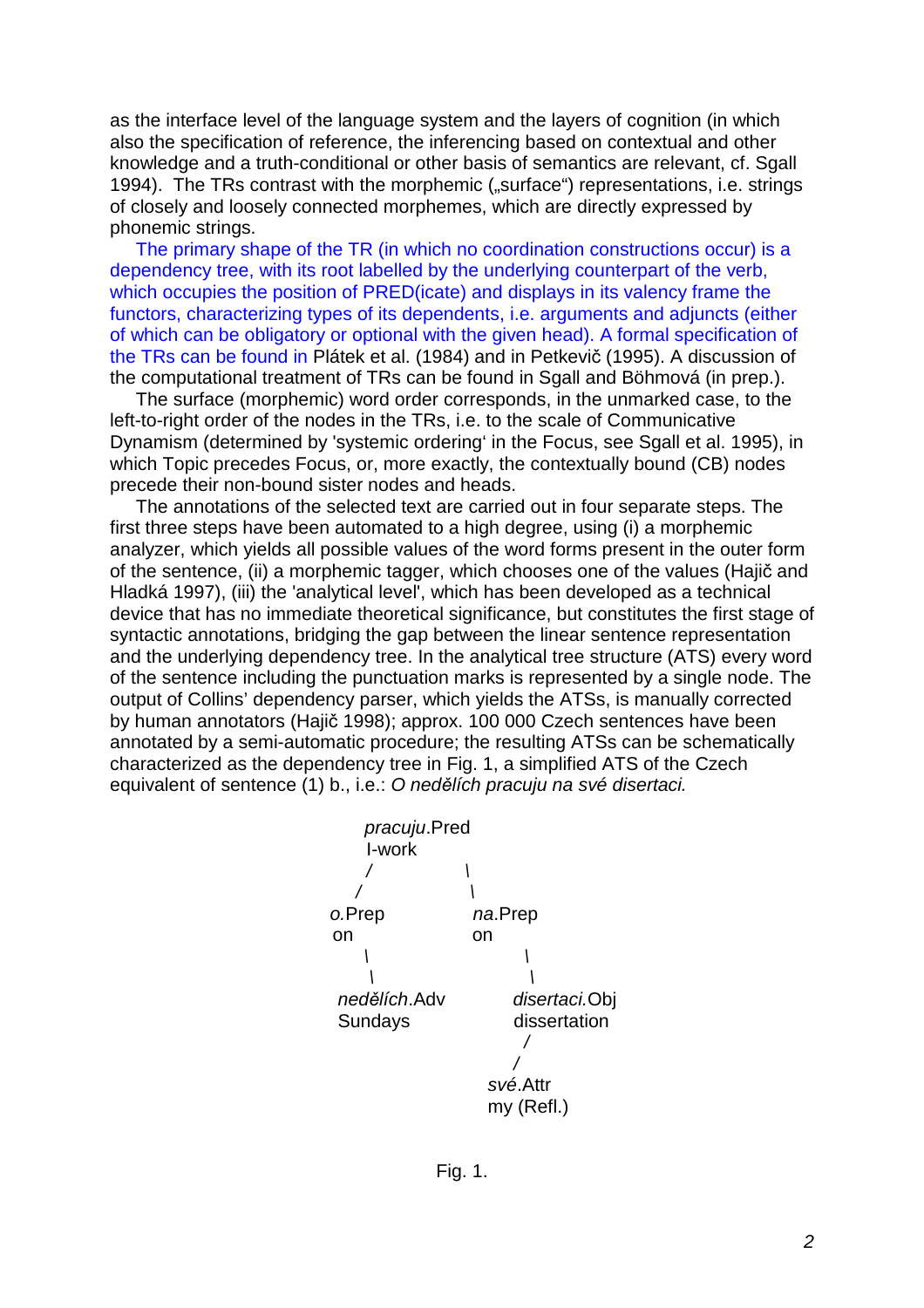as the interface level of the language system and the layers of cognition (in which also the specification of reference, the inferencing based on contextual and other knowledge and a truth-conditional or other basis of semantics are relevant, cf. Sgall 1994). The TRs contrast with the morphemic („surface") representations, i.e. strings of closely and loosely connected morphemes, which are directly expressed by phonemic strings.

The primary shape of the TR (in which no coordination constructions occur) is a dependency tree, with its root labelled by the underlying counterpart of the verb, which occupies the position of PRED(icate) and displays in its valency frame the functors, characterizing types of its dependents, i.e. arguments and adjuncts (either of which can be obligatory or optional with the given head). A formal specification of the TRs can be found in Plátek et al. (1984) and in Petkevič (1995). A discussion of the computational treatment of TRs can be found in Sgall and Böhmová (in prep.).

The surface (morphemic) word order corresponds, in the unmarked case, to the left-to-right order of the nodes in the TRs, i.e. to the scale of Communicative Dynamism (determined by 'systemic ordering' in the Focus, see Sgall et al. 1995), in which Topic precedes Focus, or, more exactly, the contextually bound (CB) nodes precede their non-bound sister nodes and heads.

The annotations of the selected text are carried out in four separate steps. The first three steps have been automated to a high degree, using (i) a morphemic analyzer, which yields all possible values of the word forms present in the outer form of the sentence, (ii) a morphemic tagger, which chooses one of the values (Hajič and Hladká 1997), (iii) the 'analytical level', which has been developed as a technical device that has no immediate theoretical significance, but constitutes the first stage of syntactic annotations, bridging the gap between the linear sentence representation and the underlying dependency tree. In the analytical tree structure (ATS) every word of the sentence including the punctuation marks is represented by a single node. The output of Collins' dependency parser, which yields the ATSs, is manually corrected by human annotators (Hajič 1998); approx. 100 000 Czech sentences have been annotated by a semi-automatic procedure; the resulting ATSs can be schematically characterized as the dependency tree in Fig. 1, a simplified ATS of the Czech equivalent of sentence (1) b., i.e.: *O nedělích pracuju na své disertaci.*

```
                 pracuju.Pred
                  I-work
                  /         \
                 /           \
           o.Prep           na.Prep
            on               on
              \                \
               \                \
          nedělích.Adv      disertaci.Obj
          Sundays           dissertation
                               /
                              /
                          své.Attr
                          my (Refl.)
```

Fig. 1.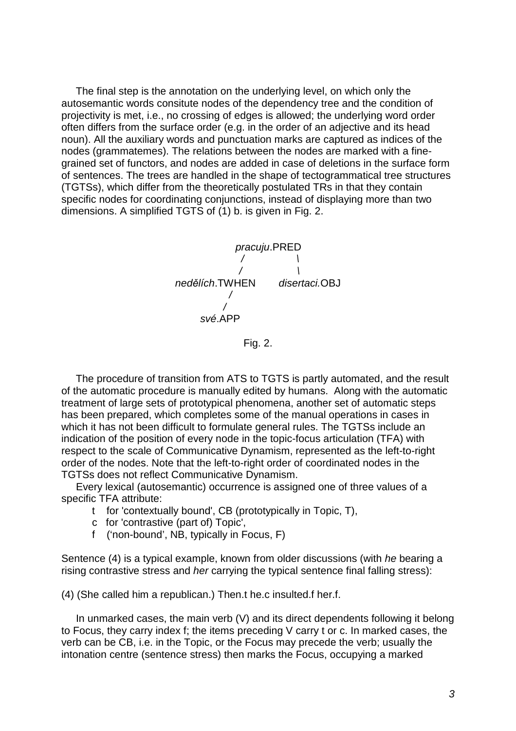The final step is the annotation on the underlying level, on which only the autosemantic words consitute nodes of the dependency tree and the condition of projectivity is met, i.e., no crossing of edges is allowed; the underlying word order often differs from the surface order (e.g. in the order of an adjective and its head noun). All the auxiliary words and punctuation marks are captured as indices of the nodes (grammatemes). The relations between the nodes are marked with a fine-grained set of functors, and nodes are added in case of deletions in the surface form of sentences. The trees are handled in the shape of tectogrammatical tree structures (TGTSs), which differ from the theoretically postulated TRs in that they contain specific nodes for coordinating conjunctions, instead of displaying more than two dimensions. A simplified TGTS of (1) b. is given in Fig. 2.

```
                    pracuju.PRED
                     /        \
                    /          \
        nedělích.TWHEN      disertaci.OBJ
                 /
                /
          své.APP
```

Fig. 2.

The procedure of transition from ATS to TGTS is partly automated, and the result of the automatic procedure is manually edited by humans. Along with the automatic treatment of large sets of prototypical phenomena, another set of automatic steps has been prepared, which completes some of the manual operations in cases in which it has not been difficult to formulate general rules. The TGTSs include an indication of the position of every node in the topic-focus articulation (TFA) with respect to the scale of Communicative Dynamism, represented as the left-to-right order of the nodes. Note that the left-to-right order of coordinated nodes in the TGTSs does not reflect Communicative Dynamism.

Every lexical (autosemantic) occurrence is assigned one of three values of a specific TFA attribute:

- t for 'contextually bound', CB (prototypically in Topic, T),
- c for 'contrastive (part of) Topic',
- f ('non-bound', NB, typically in Focus, F)

Sentence (4) is a typical example, known from older discussions (with *he* bearing a rising contrastive stress and *her* carrying the typical sentence final falling stress):

(4) (She called him a republican.) Then.t he.c insulted.f her.f.

In unmarked cases, the main verb (V) and its direct dependents following it belong to Focus, they carry index f; the items preceding V carry t or c. In marked cases, the verb can be CB, i.e. in the Topic, or the Focus may precede the verb; usually the intonation centre (sentence stress) then marks the Focus, occupying a marked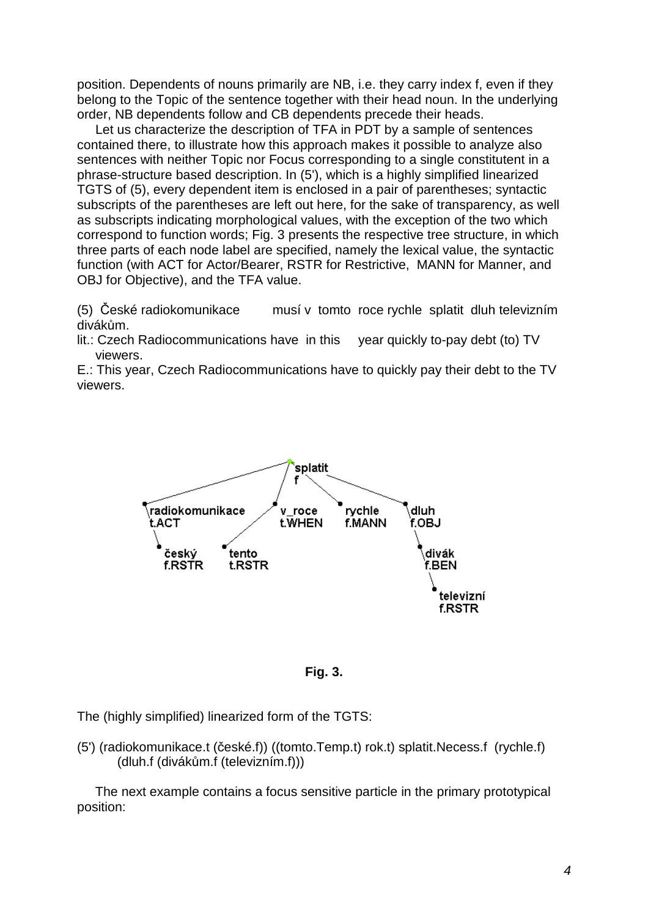position. Dependents of nouns primarily are NB, i.e. they carry index f, even if they belong to the Topic of the sentence together with their head noun. In the underlying order, NB dependents follow and CB dependents precede their heads.

Let us characterize the description of TFA in PDT by a sample of sentences contained there, to illustrate how this approach makes it possible to analyze also sentences with neither Topic nor Focus corresponding to a single constitutent in a phrase-structure based description. In (5'), which is a highly simplified linearized TGTS of (5), every dependent item is enclosed in a pair of parentheses; syntactic subscripts of the parentheses are left out here, for the sake of transparency, as well as subscripts indicating morphological values, with the exception of the two which correspond to function words; Fig. 3 presents the respective tree structure, in which three parts of each node label are specified, namely the lexical value, the syntactic function (with ACT for Actor/Bearer, RSTR for Restrictive, MANN for Manner, and OBJ for Objective), and the TFA value.

(5) České radiokomunikace musí v tomto roce rychle splatit dluh televizním divákům.

lit.: Czech Radiocommunications have in this year quickly to-pay debt (to) TV viewers.

E.: This year, Czech Radiocommunications have to quickly pay their debt to the TV viewers.

**Fig. 3.**

The (highly simplified) linearized form of the TGTS:

(5') (radiokomunikace.t (české.f)) ((tomto.Temp.t) rok.t) splatit.Necess.f (rychle.f) (dluh.f (divákům.f (televizním.f)))

The next example contains a focus sensitive particle in the primary prototypical position: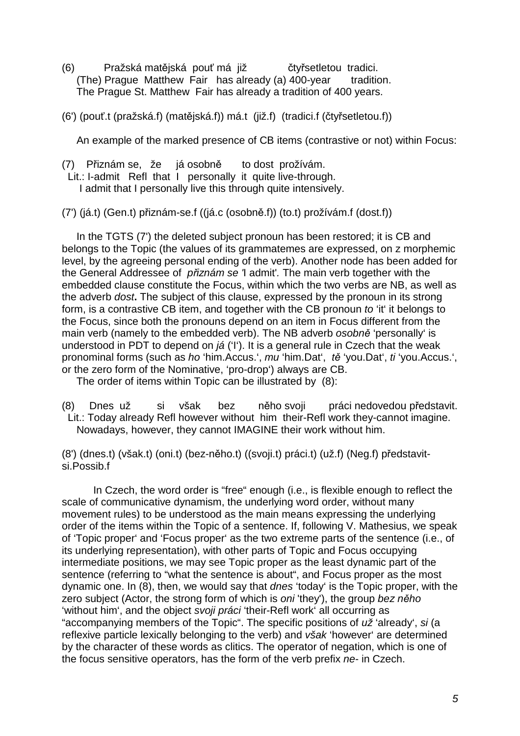(6)   Pražská matějská  pouť má  již   čtyřsetletou  tradici.
(The) Prague  Matthew  Fair   has already (a) 400-year   tradition.
The Prague St. Matthew  Fair has already a tradition of 400 years.

(6') (pouť.t (pražská.f) (matějská.f)) má.t  (již.f)  (tradici.f (čtyřsetletou.f))

An example of the marked presence of CB items (contrastive or not) within Focus:

(7)   Přiznám se,  že   já osobně   to dost  prožívám.
Lit.: I-admit   Refl  that  I   personally  it  quite live-through.
I admit that I personally live this through quite intensively.

(7') (já.t) (Gen.t) přiznám-se.f ((já.c (osobně.f)) (to.t) prožívám.f (dost.f))

In the TGTS (7') the deleted subject pronoun has been restored; it is CB and belongs to the Topic (the values of its grammatemes are expressed, on z morphemic level, by the agreeing personal ending of the verb). Another node has been added for the General Addressee of *přiznám se* 'I admit'*.* The main verb together with the embedded clause constitute the Focus, within which the two verbs are NB, as well as the adverb *dost***.** The subject of this clause, expressed by the pronoun in its strong form, is a contrastive CB item, and together with the CB pronoun *to* 'it' it belongs to the Focus, since both the pronouns depend on an item in Focus different from the main verb (namely to the embedded verb). The NB adverb *osobně* 'personally' is understood in PDT to depend on *já* ('I'). It is a general rule in Czech that the weak pronominal forms (such as *ho* 'him.Accus.', *mu* 'him.Dat', *tě* 'you.Dat', *ti* 'you.Accus.', or the zero form of the Nominative, 'pro-drop') always are CB.

The order of items within Topic can be illustrated by  (8):

(8)   Dnes  už   si   však   bez   něho svoji   práci nedovedou představit.
Lit.: Today already Refl however without  him  their-Refl work they-cannot imagine.
Nowadays, however, they cannot IMAGINE their work without him.

(8') (dnes.t) (však.t) (oni.t) (bez-něho.t) ((svoji.t) práci.t) (už.f) (Neg.f) představit-si.Possib.f

In Czech, the word order is "free" enough (i.e., is flexible enough to reflect the scale of communicative dynamism, the underlying word order, without many movement rules) to be understood as the main means expressing the underlying order of the items within the Topic of a sentence. If, following V. Mathesius, we speak of 'Topic proper' and 'Focus proper' as the two extreme parts of the sentence (i.e., of its underlying representation), with other parts of Topic and Focus occupying intermediate positions, we may see Topic proper as the least dynamic part of the sentence (referring to "what the sentence is about", and Focus proper as the most dynamic one. In (8), then, we would say that *dnes* 'today' is the Topic proper, with the zero subject (Actor, the strong form of which is *oni* 'they'), the group *bez něho* 'without him', and the object *svoji práci* 'their-Refl work' all occurring as "accompanying members of the Topic". The specific positions of *už* 'already', *si* (a reflexive particle lexically belonging to the verb) and *však* 'however' are determined by the character of these words as clitics. The operator of negation, which is one of the focus sensitive operators, has the form of the verb prefix *ne-* in Czech.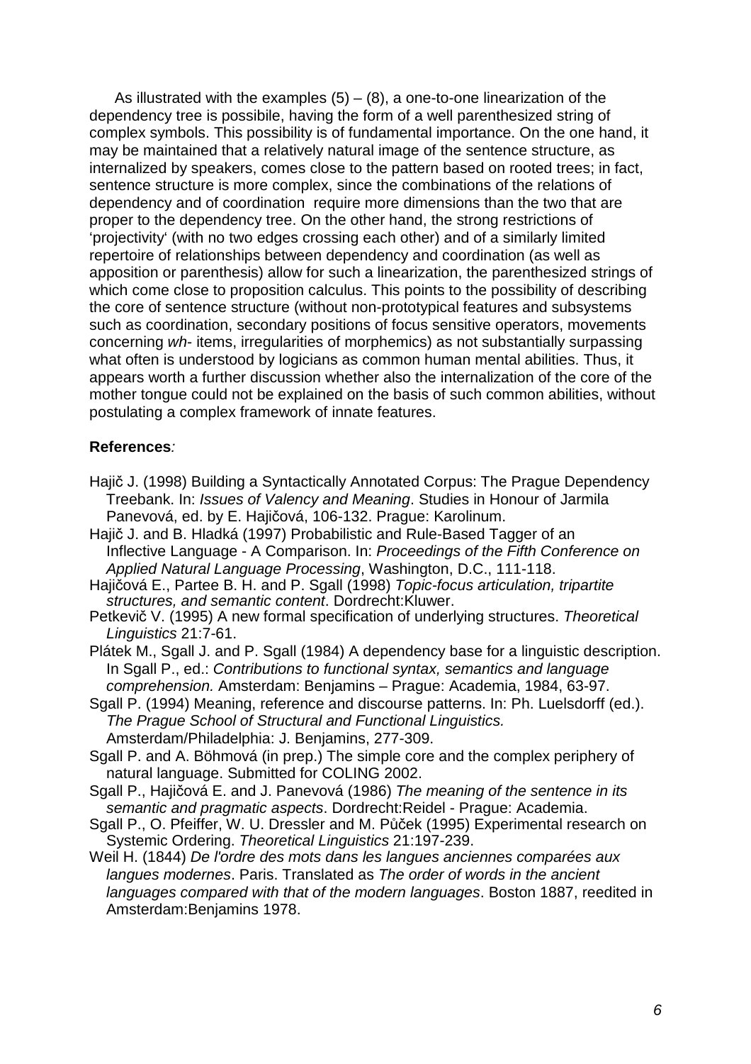As illustrated with the examples (5) – (8), a one-to-one linearization of the dependency tree is possibile, having the form of a well parenthesized string of complex symbols. This possibility is of fundamental importance. On the one hand, it may be maintained that a relatively natural image of the sentence structure, as internalized by speakers, comes close to the pattern based on rooted trees; in fact, sentence structure is more complex, since the combinations of the relations of dependency and of coordination require more dimensions than the two that are proper to the dependency tree. On the other hand, the strong restrictions of 'projectivity' (with no two edges crossing each other) and of a similarly limited repertoire of relationships between dependency and coordination (as well as apposition or parenthesis) allow for such a linearization, the parenthesized strings of which come close to proposition calculus. This points to the possibility of describing the core of sentence structure (without non-prototypical features and subsystems such as coordination, secondary positions of focus sensitive operators, movements concerning *wh-* items, irregularities of morphemics) as not substantially surpassing what often is understood by logicians as common human mental abilities. Thus, it appears worth a further discussion whether also the internalization of the core of the mother tongue could not be explained on the basis of such common abilities, without postulating a complex framework of innate features.

**References***:*

Hajič J. (1998) Building a Syntactically Annotated Corpus: The Prague Dependency Treebank. In: *Issues of Valency and Meaning*. Studies in Honour of Jarmila Panevová, ed. by E. Hajičová, 106-132. Prague: Karolinum.

Hajič J. and B. Hladká (1997) Probabilistic and Rule-Based Tagger of an Inflective Language - A Comparison. In: *Proceedings of the Fifth Conference on Applied Natural Language Processing*, Washington, D.C., 111-118.

Hajičová E., Partee B. H. and P. Sgall (1998) *Topic-focus articulation, tripartite structures, and semantic content*. Dordrecht:Kluwer.

Petkevič V. (1995) A new formal specification of underlying structures. *Theoretical Linguistics* 21:7-61.

Plátek M., Sgall J. and P. Sgall (1984) A dependency base for a linguistic description. In Sgall P., ed.: *Contributions to functional syntax, semantics and language comprehension.* Amsterdam: Benjamins – Prague: Academia, 1984, 63-97.

Sgall P. (1994) Meaning, reference and discourse patterns. In: Ph. Luelsdorff (ed.). *The Prague School of Structural and Functional Linguistics.* Amsterdam/Philadelphia: J. Benjamins, 277-309.

Sgall P. and A. Böhmová (in prep.) The simple core and the complex periphery of natural language. Submitted for COLING 2002.

Sgall P., Hajičová E. and J. Panevová (1986) *The meaning of the sentence in its semantic and pragmatic aspects*. Dordrecht:Reidel - Prague: Academia.

Sgall P., O. Pfeiffer, W. U. Dressler and M. Půček (1995) Experimental research on Systemic Ordering. *Theoretical Linguistics* 21:197-239.

Weil H. (1844) *De l'ordre des mots dans les langues anciennes comparées aux langues modernes*. Paris. Translated as *The order of words in the ancient languages compared with that of the modern languages*. Boston 1887, reedited in Amsterdam:Benjamins 1978.